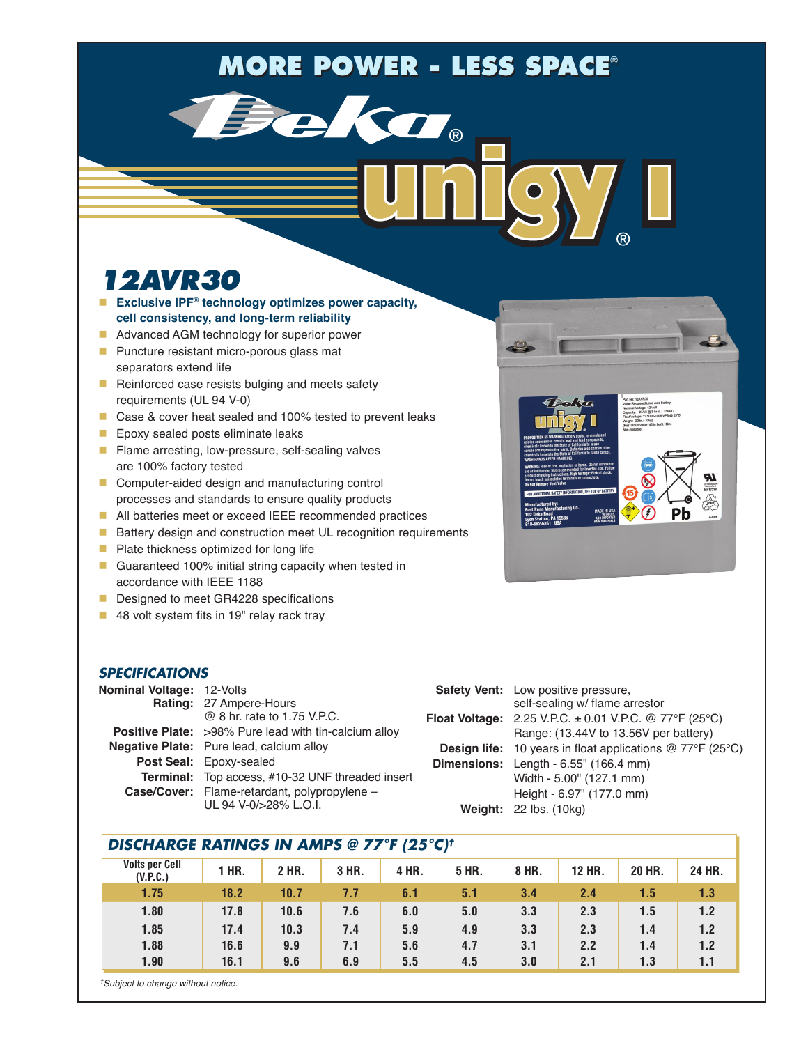# MORE POWER - LESS SPACE®

Deka®

unigy I®

## 12AVR30

- **Exclusive IPF® technology optimizes power capacity, cell consistency, and long-term reliability**
- Advanced AGM technology for superior power
- Puncture resistant micro-porous glass mat separators extend life
- Reinforced case resists bulging and meets safety requirements (UL 94 V-0)
- Case & cover heat sealed and 100% tested to prevent leaks
- Epoxy sealed posts eliminate leaks
- Flame arresting, low-pressure, self-sealing valves are 100% factory tested
- Computer-aided design and manufacturing control processes and standards to ensure quality products
- All batteries meet or exceed IEEE recommended practices
- Battery design and construction meet UL recognition requirements
- Plate thickness optimized for long life
- Guaranteed 100% initial string capacity when tested in accordance with IEEE 1188
- Designed to meet GR4228 specifications
- 48 volt system fits in 19" relay rack tray

### SPECIFICATIONS

**Nominal Voltage:** 12-Volts
**Rating:** 27 Ampere-Hours @ 8 hr. rate to 1.75 V.P.C.
**Positive Plate:** >98% Pure lead with tin-calcium alloy
**Negative Plate:** Pure lead, calcium alloy
**Post Seal:** Epoxy-sealed
**Terminal:** Top access, #10-32 UNF threaded insert
**Case/Cover:** Flame-retardant, polypropylene – UL 94 V-0/>28% L.O.I.

**Safety Vent:** Low positive pressure, self-sealing w/ flame arrestor
**Float Voltage:** 2.25 V.P.C. ± 0.01 V.P.C. @ 77°F (25°C) Range: (13.44V to 13.56V per battery)
**Design life:** 10 years in float applications @ 77°F (25°C)
**Dimensions:** Length - 6.55" (166.4 mm) Width - 5.00" (127.1 mm) Height - 6.97" (177.0 mm)
**Weight:** 22 lbs. (10kg)

### DISCHARGE RATINGS IN AMPS @ 77°F (25°C)†

| Volts per Cell (V.P.C.) | 1 HR. | 2 HR. | 3 HR. | 4 HR. | 5 HR. | 8 HR. | 12 HR. | 20 HR. | 24 HR. |
|---|---|---|---|---|---|---|---|---|---|
| 1.75 | 18.2 | 10.7 | 7.7 | 6.1 | 5.1 | 3.4 | 2.4 | 1.5 | 1.3 |
| 1.80 | 17.8 | 10.6 | 7.6 | 6.0 | 5.0 | 3.3 | 2.3 | 1.5 | 1.2 |
| 1.85 | 17.4 | 10.3 | 7.4 | 5.9 | 4.9 | 3.3 | 2.3 | 1.4 | 1.2 |
| 1.88 | 16.6 | 9.9 | 7.1 | 5.6 | 4.7 | 3.1 | 2.2 | 1.4 | 1.2 |
| 1.90 | 16.1 | 9.6 | 6.9 | 5.5 | 4.5 | 3.0 | 2.1 | 1.3 | 1.1 |

*†Subject to change without notice.*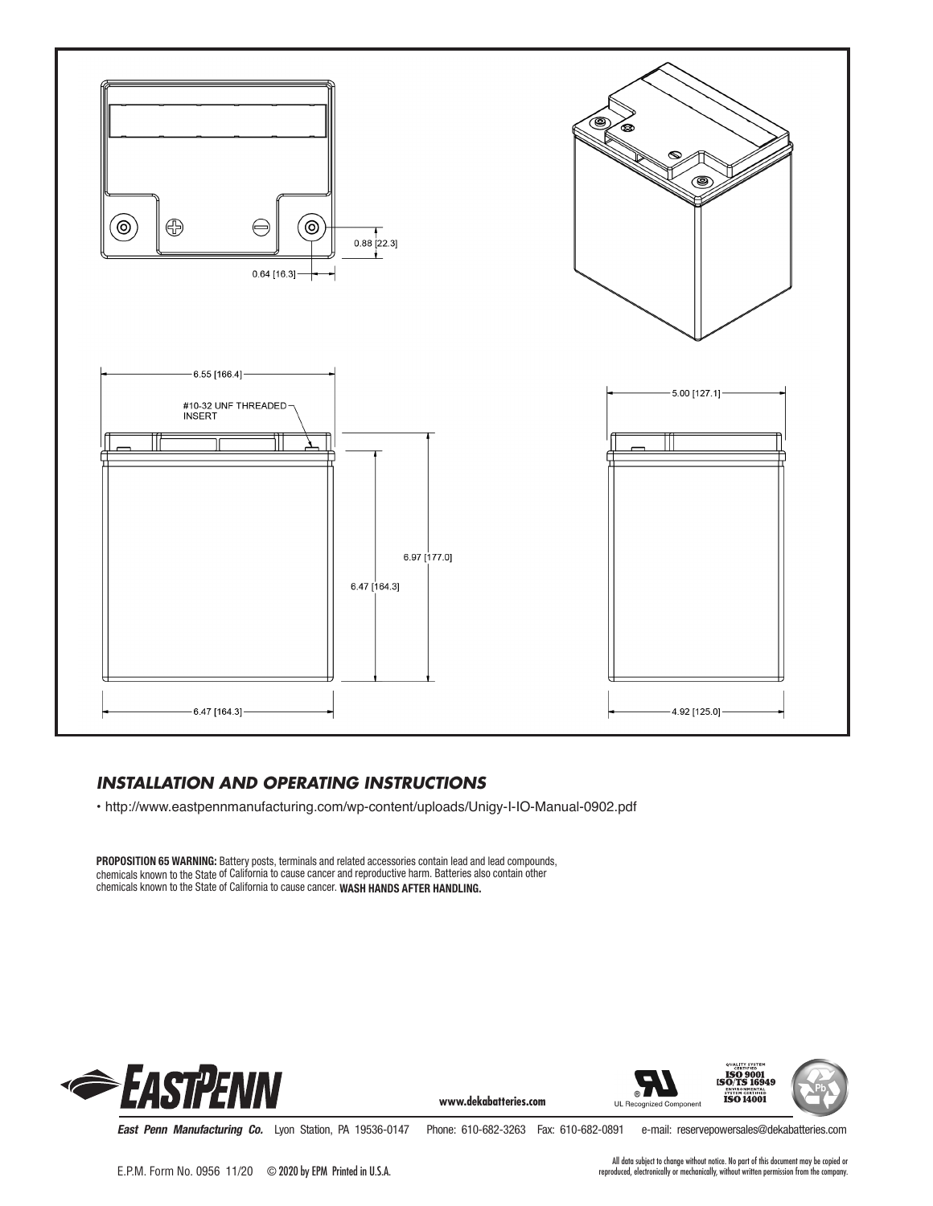0.88 [22.3]

0.64 [16.3]

6.55 [166.4]

#10-32 UNF THREADED INSERT

6.97 [177.0]

6.47 [164.3]

6.47 [164.3]

5.00 [127.1]

4.92 [125.0]

## *INSTALLATION AND OPERATING INSTRUCTIONS*

- http://www.eastpennmanufacturing.com/wp-content/uploads/Unigy-I-IO-Manual-0902.pdf

**PROPOSITION 65 WARNING:** Battery posts, terminals and related accessories contain lead and lead compounds, chemicals known to the State of California to cause cancer and reproductive harm. Batteries also contain other chemicals known to the State of California to cause cancer. **WASH HANDS AFTER HANDLING.**

EASTPENN

www.dekabatteries.com

UL Recognized Component

QUALITY SYSTEM CERTIFIED ISO 9001 ISO/TS 16949 ENVIRONMENTAL SYSTEM CERTIFIED ISO 14001

Pb

***East Penn Manufacturing Co.*** Lyon Station, PA 19536-0147 Phone: 610-682-3263 Fax: 610-682-0891 e-mail: reservepowersales@dekabatteries.com

E.P.M. Form No. 0956 11/20 © 2020 by EPM Printed in U.S.A.

All data subject to change without notice. No part of this document may be copied or reproduced, electronically or mechanically, without written permission from the company.